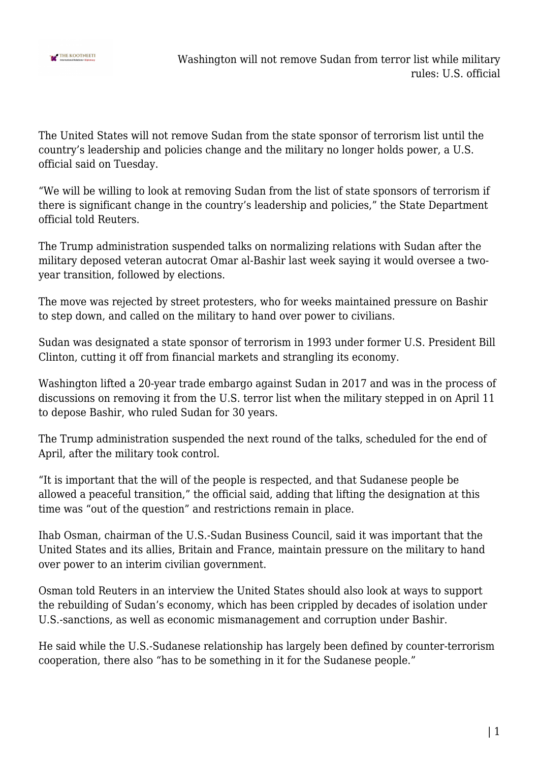The United States will not remove Sudan from the state sponsor of terrorism list until the country's leadership and policies change and the military no longer holds power, a U.S. official said on Tuesday.

"We will be willing to look at removing Sudan from the list of state sponsors of terrorism if there is significant change in the country's leadership and policies," the State Department official told Reuters.

The Trump administration suspended talks on normalizing relations with Sudan after the military deposed veteran autocrat Omar al-Bashir last week saying it would oversee a two-year transition, followed by elections.

The move was rejected by street protesters, who for weeks maintained pressure on Bashir to step down, and called on the military to hand over power to civilians.

Sudan was designated a state sponsor of terrorism in 1993 under former U.S. President Bill Clinton, cutting it off from financial markets and strangling its economy.

Washington lifted a 20-year trade embargo against Sudan in 2017 and was in the process of discussions on removing it from the U.S. terror list when the military stepped in on April 11 to depose Bashir, who ruled Sudan for 30 years.

The Trump administration suspended the next round of the talks, scheduled for the end of April, after the military took control.

"It is important that the will of the people is respected, and that Sudanese people be allowed a peaceful transition," the official said, adding that lifting the designation at this time was "out of the question" and restrictions remain in place.

Ihab Osman, chairman of the U.S.-Sudan Business Council, said it was important that the United States and its allies, Britain and France, maintain pressure on the military to hand over power to an interim civilian government.

Osman told Reuters in an interview the United States should also look at ways to support the rebuilding of Sudan's economy, which has been crippled by decades of isolation under U.S.-sanctions, as well as economic mismanagement and corruption under Bashir.

He said while the U.S.-Sudanese relationship has largely been defined by counter-terrorism cooperation, there also "has to be something in it for the Sudanese people."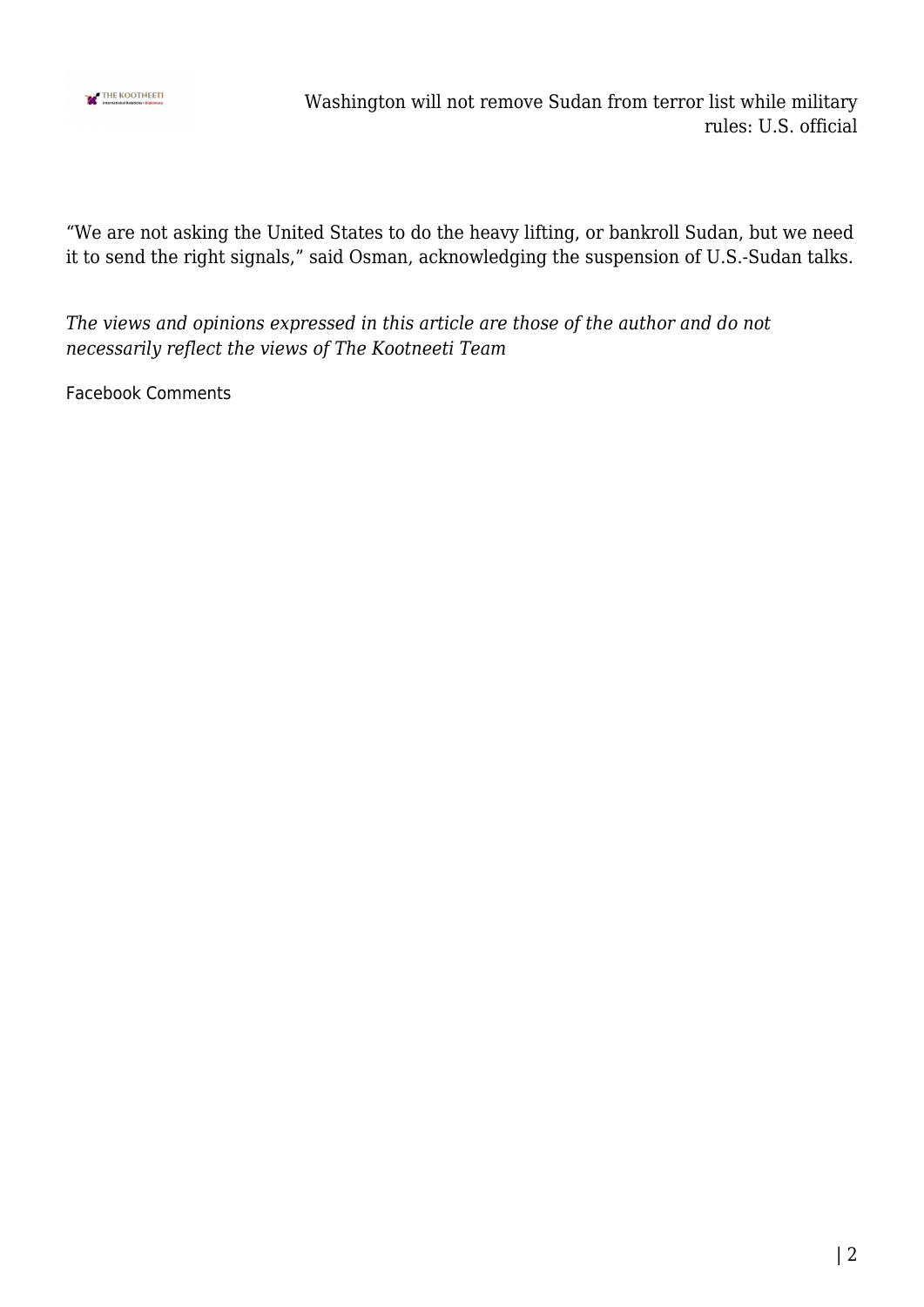"We are not asking the United States to do the heavy lifting, or bankroll Sudan, but we need it to send the right signals," said Osman, acknowledging the suspension of U.S.-Sudan talks.

*The views and opinions expressed in this article are those of the author and do not necessarily reflect the views of The Kootneeti Team*

Facebook Comments